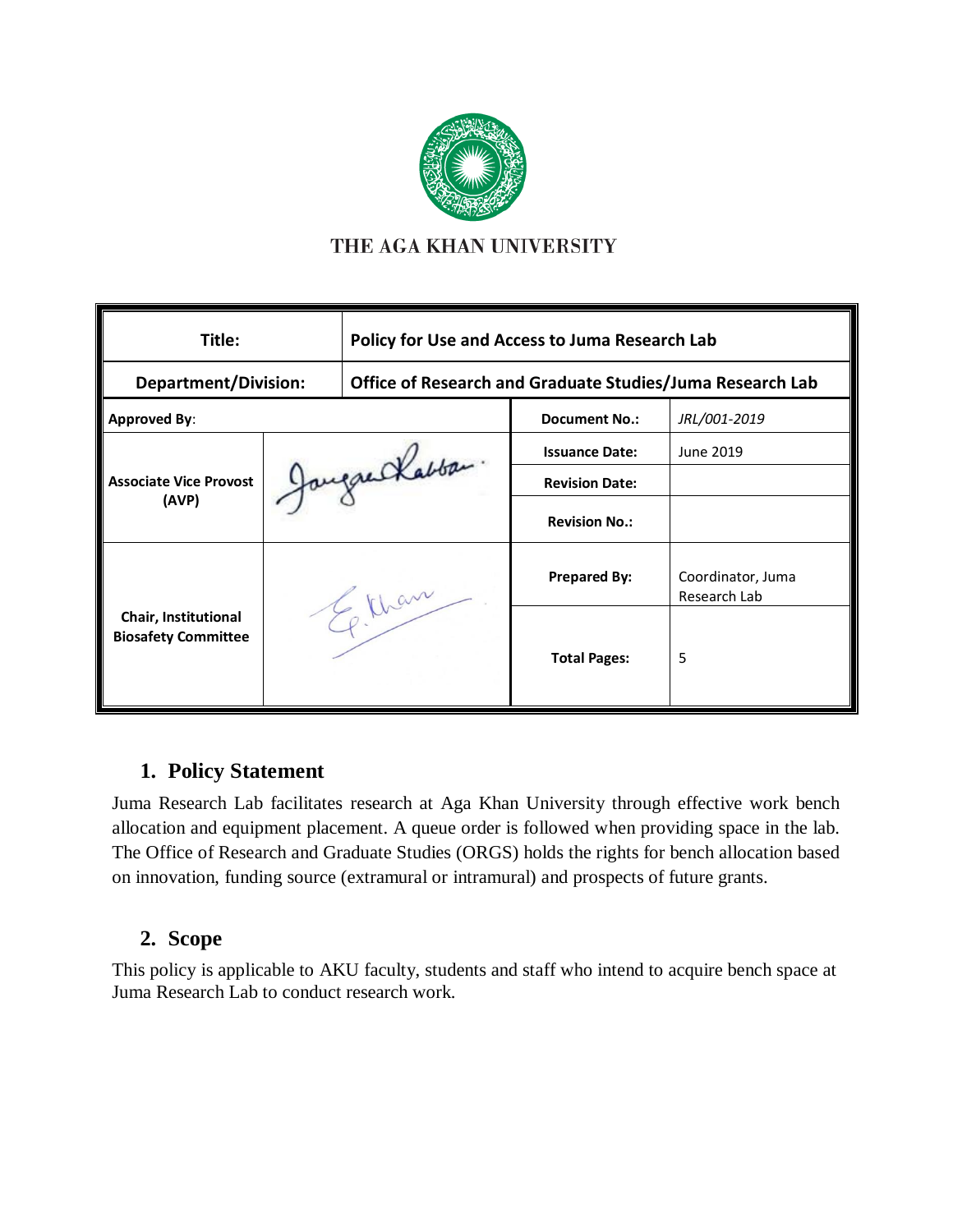THE AGA KHAN UNIVERSITY

| Title: | Policy for Use and Access to Juma Research Lab | | |
|---|---|---|---|
| **Department/Division:** | **Office of Research and Graduate Studies/Juma Research Lab** | | |
| **Approved By**: | | **Document No.:** | *JRL/001-2019* |
| **Associate Vice Provost (AVP)** | | **Issuance Date:** | June 2019 |
| | | **Revision Date:** | |
| | | **Revision No.:** | |
| **Chair, Institutional Biosafety Committee** | | **Prepared By:** | Coordinator, Juma Research Lab |
| | | **Total Pages:** | 5 |

## 1. Policy Statement

Juma Research Lab facilitates research at Aga Khan University through effective work bench allocation and equipment placement. A queue order is followed when providing space in the lab. The Office of Research and Graduate Studies (ORGS) holds the rights for bench allocation based on innovation, funding source (extramural or intramural) and prospects of future grants.

## 2. Scope

This policy is applicable to AKU faculty, students and staff who intend to acquire bench space at Juma Research Lab to conduct research work.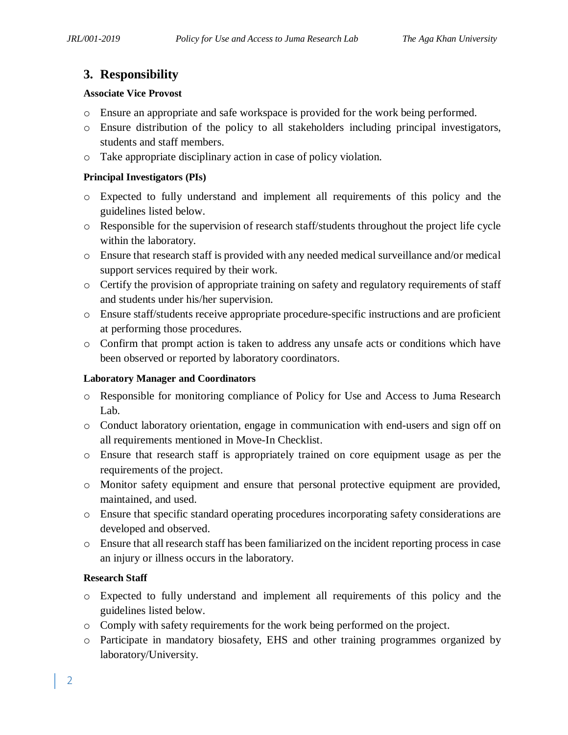## 3. Responsibility

**Associate Vice Provost**

- Ensure an appropriate and safe workspace is provided for the work being performed.
- Ensure distribution of the policy to all stakeholders including principal investigators, students and staff members.
- Take appropriate disciplinary action in case of policy violation.

**Principal Investigators (PIs)**

- Expected to fully understand and implement all requirements of this policy and the guidelines listed below.
- Responsible for the supervision of research staff/students throughout the project life cycle within the laboratory.
- Ensure that research staff is provided with any needed medical surveillance and/or medical support services required by their work.
- Certify the provision of appropriate training on safety and regulatory requirements of staff and students under his/her supervision.
- Ensure staff/students receive appropriate procedure-specific instructions and are proficient at performing those procedures.
- Confirm that prompt action is taken to address any unsafe acts or conditions which have been observed or reported by laboratory coordinators.

**Laboratory Manager and Coordinators**

- Responsible for monitoring compliance of Policy for Use and Access to Juma Research Lab.
- Conduct laboratory orientation, engage in communication with end-users and sign off on all requirements mentioned in Move-In Checklist.
- Ensure that research staff is appropriately trained on core equipment usage as per the requirements of the project.
- Monitor safety equipment and ensure that personal protective equipment are provided, maintained, and used.
- Ensure that specific standard operating procedures incorporating safety considerations are developed and observed.
- Ensure that all research staff has been familiarized on the incident reporting process in case an injury or illness occurs in the laboratory.

**Research Staff**

- Expected to fully understand and implement all requirements of this policy and the guidelines listed below.
- Comply with safety requirements for the work being performed on the project.
- Participate in mandatory biosafety, EHS and other training programmes organized by laboratory/University.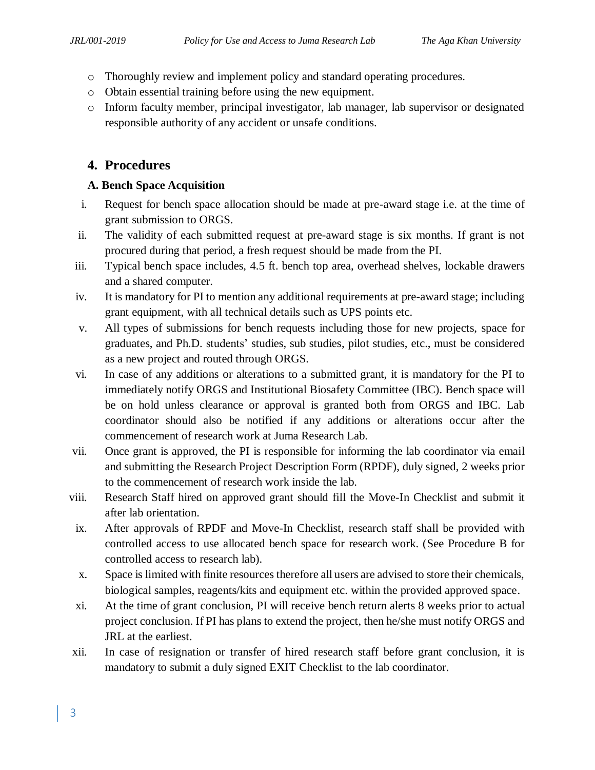- Thoroughly review and implement policy and standard operating procedures.
- Obtain essential training before using the new equipment.
- Inform faculty member, principal investigator, lab manager, lab supervisor or designated responsible authority of any accident or unsafe conditions.

## 4. Procedures

### A. Bench Space Acquisition

i. Request for bench space allocation should be made at pre-award stage i.e. at the time of grant submission to ORGS.

ii. The validity of each submitted request at pre-award stage is six months. If grant is not procured during that period, a fresh request should be made from the PI.

iii. Typical bench space includes, 4.5 ft. bench top area, overhead shelves, lockable drawers and a shared computer.

iv. It is mandatory for PI to mention any additional requirements at pre-award stage; including grant equipment, with all technical details such as UPS points etc.

v. All types of submissions for bench requests including those for new projects, space for graduates, and Ph.D. students' studies, sub studies, pilot studies, etc., must be considered as a new project and routed through ORGS.

vi. In case of any additions or alterations to a submitted grant, it is mandatory for the PI to immediately notify ORGS and Institutional Biosafety Committee (IBC). Bench space will be on hold unless clearance or approval is granted both from ORGS and IBC. Lab coordinator should also be notified if any additions or alterations occur after the commencement of research work at Juma Research Lab.

vii. Once grant is approved, the PI is responsible for informing the lab coordinator via email and submitting the Research Project Description Form (RPDF), duly signed, 2 weeks prior to the commencement of research work inside the lab.

viii. Research Staff hired on approved grant should fill the Move-In Checklist and submit it after lab orientation.

ix. After approvals of RPDF and Move-In Checklist, research staff shall be provided with controlled access to use allocated bench space for research work. (See Procedure B for controlled access to research lab).

x. Space is limited with finite resources therefore all users are advised to store their chemicals, biological samples, reagents/kits and equipment etc. within the provided approved space.

xi. At the time of grant conclusion, PI will receive bench return alerts 8 weeks prior to actual project conclusion. If PI has plans to extend the project, then he/she must notify ORGS and JRL at the earliest.

xii. In case of resignation or transfer of hired research staff before grant conclusion, it is mandatory to submit a duly signed EXIT Checklist to the lab coordinator.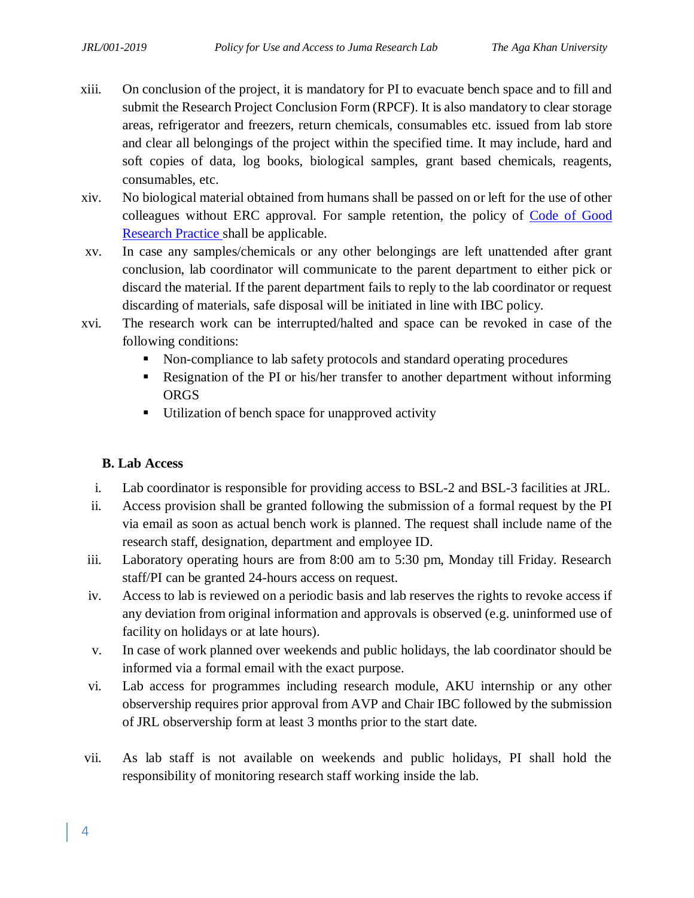xiii. On conclusion of the project, it is mandatory for PI to evacuate bench space and to fill and submit the Research Project Conclusion Form (RPCF). It is also mandatory to clear storage areas, refrigerator and freezers, return chemicals, consumables etc. issued from lab store and clear all belongings of the project within the specified time. It may include, hard and soft copies of data, log books, biological samples, grant based chemicals, reagents, consumables, etc.

xiv. No biological material obtained from humans shall be passed on or left for the use of other colleagues without ERC approval. For sample retention, the policy of [Code of Good Research Practice]() shall be applicable.

xv. In case any samples/chemicals or any other belongings are left unattended after grant conclusion, lab coordinator will communicate to the parent department to either pick or discard the material. If the parent department fails to reply to the lab coordinator or request discarding of materials, safe disposal will be initiated in line with IBC policy.

xvi. The research work can be interrupted/halted and space can be revoked in case of the following conditions:

- Non-compliance to lab safety protocols and standard operating procedures
- Resignation of the PI or his/her transfer to another department without informing ORGS
- Utilization of bench space for unapproved activity

### B. Lab Access

i. Lab coordinator is responsible for providing access to BSL-2 and BSL-3 facilities at JRL.

ii. Access provision shall be granted following the submission of a formal request by the PI via email as soon as actual bench work is planned. The request shall include name of the research staff, designation, department and employee ID.

iii. Laboratory operating hours are from 8:00 am to 5:30 pm, Monday till Friday. Research staff/PI can be granted 24-hours access on request.

iv. Access to lab is reviewed on a periodic basis and lab reserves the rights to revoke access if any deviation from original information and approvals is observed (e.g. uninformed use of facility on holidays or at late hours).

v. In case of work planned over weekends and public holidays, the lab coordinator should be informed via a formal email with the exact purpose.

vi. Lab access for programmes including research module, AKU internship or any other observership requires prior approval from AVP and Chair IBC followed by the submission of JRL observership form at least 3 months prior to the start date.

vii. As lab staff is not available on weekends and public holidays, PI shall hold the responsibility of monitoring research staff working inside the lab.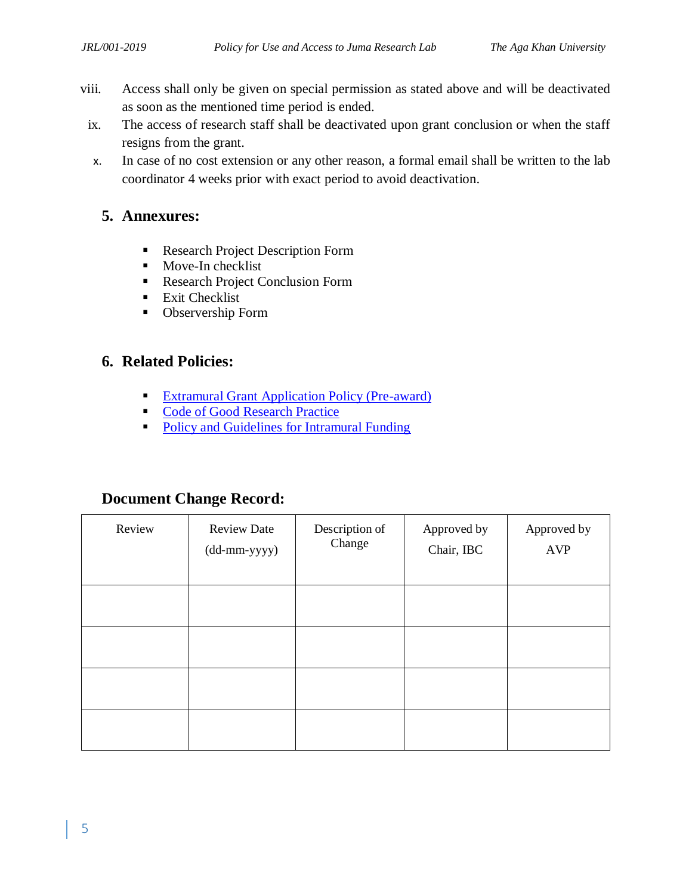viii. Access shall only be given on special permission as stated above and will be deactivated as soon as the mentioned time period is ended.

ix. The access of research staff shall be deactivated upon grant conclusion or when the staff resigns from the grant.

x. In case of no cost extension or any other reason, a formal email shall be written to the lab coordinator 4 weeks prior with exact period to avoid deactivation.

## 5. Annexures:

- Research Project Description Form
- Move-In checklist
- Research Project Conclusion Form
- Exit Checklist
- Observership Form

## 6. Related Policies:

- Extramural Grant Application Policy (Pre-award)
- Code of Good Research Practice
- Policy and Guidelines for Intramural Funding

## Document Change Record:

| Review | Review Date (dd-mm-yyyy) | Description of Change | Approved by Chair, IBC | Approved by AVP |
|---|---|---|---|---|
| | | | | |
| | | | | |
| | | | | |
| | | | | |